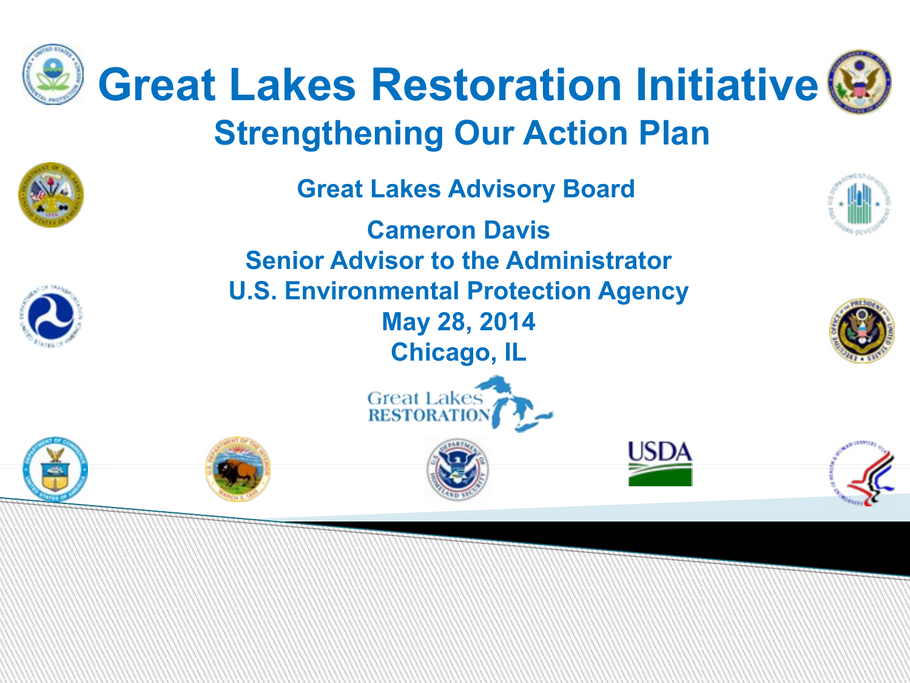# Great Lakes Restoration Initiative

## Strengthening Our Action Plan

**Great Lakes Advisory Board**

**Cameron Davis**
**Senior Advisor to the Administrator**
**U.S. Environmental Protection Agency**
**May 28, 2014**
**Chicago, IL**

Great Lakes RESTORATION

USDA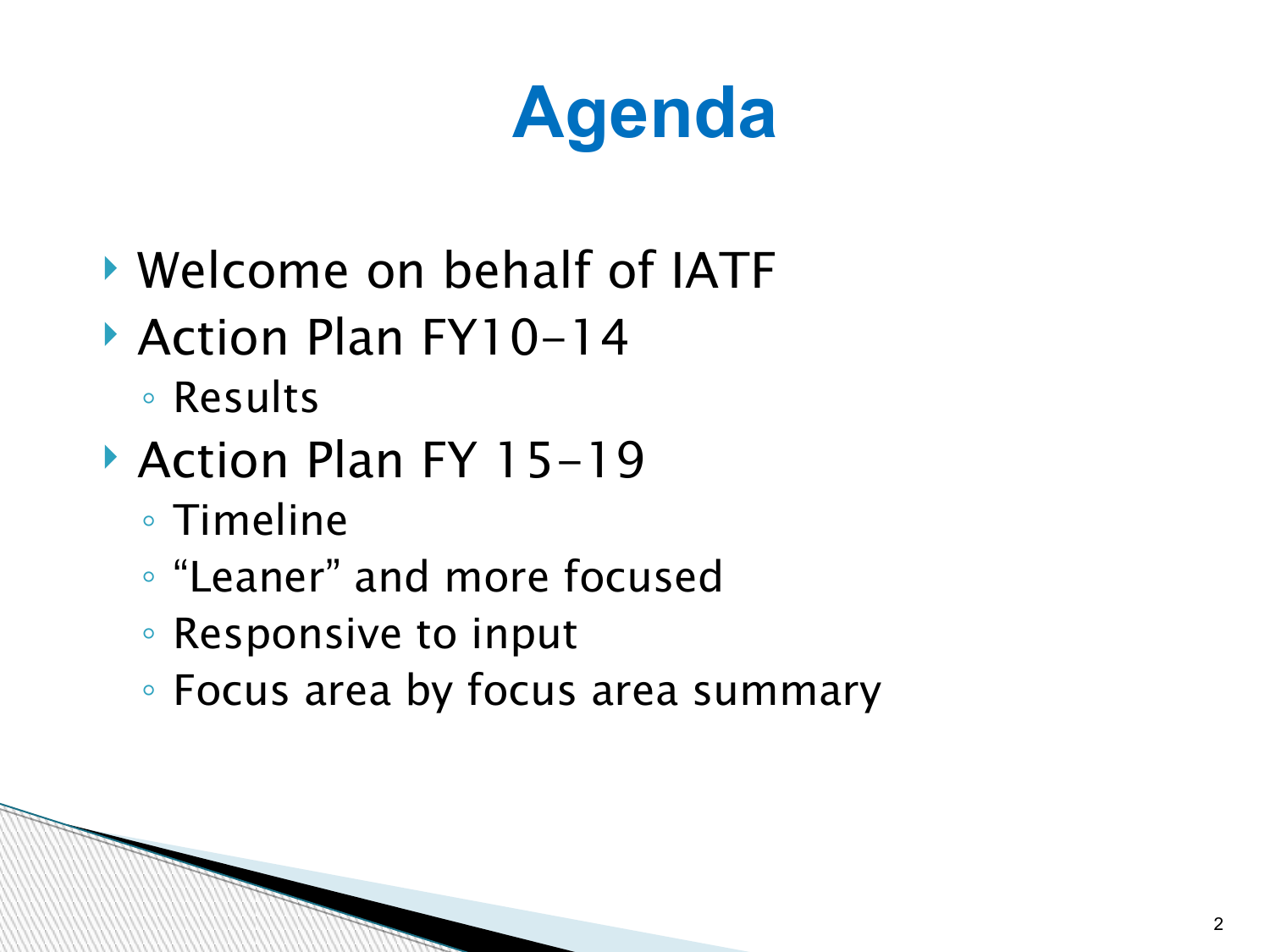# Agenda

- Welcome on behalf of IATF
- Action Plan FY10-14
  - Results
- Action Plan FY 15-19
  - Timeline
  - "Leaner" and more focused
  - Responsive to input
  - Focus area by focus area summary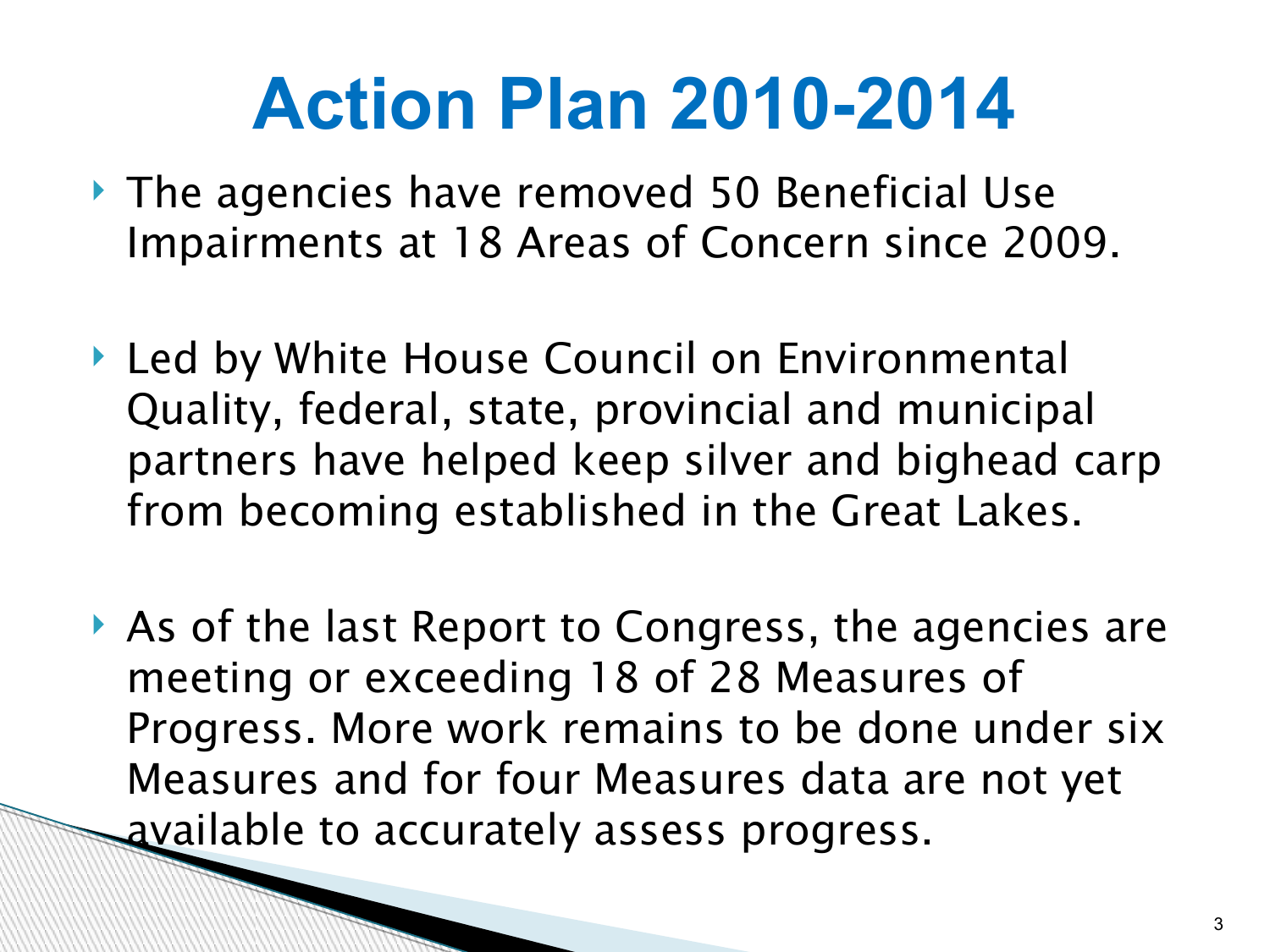# Action Plan 2010-2014

- The agencies have removed 50 Beneficial Use Impairments at 18 Areas of Concern since 2009.
- Led by White House Council on Environmental Quality, federal, state, provincial and municipal partners have helped keep silver and bighead carp from becoming established in the Great Lakes.
- As of the last Report to Congress, the agencies are meeting or exceeding 18 of 28 Measures of Progress. More work remains to be done under six Measures and for four Measures data are not yet available to accurately assess progress.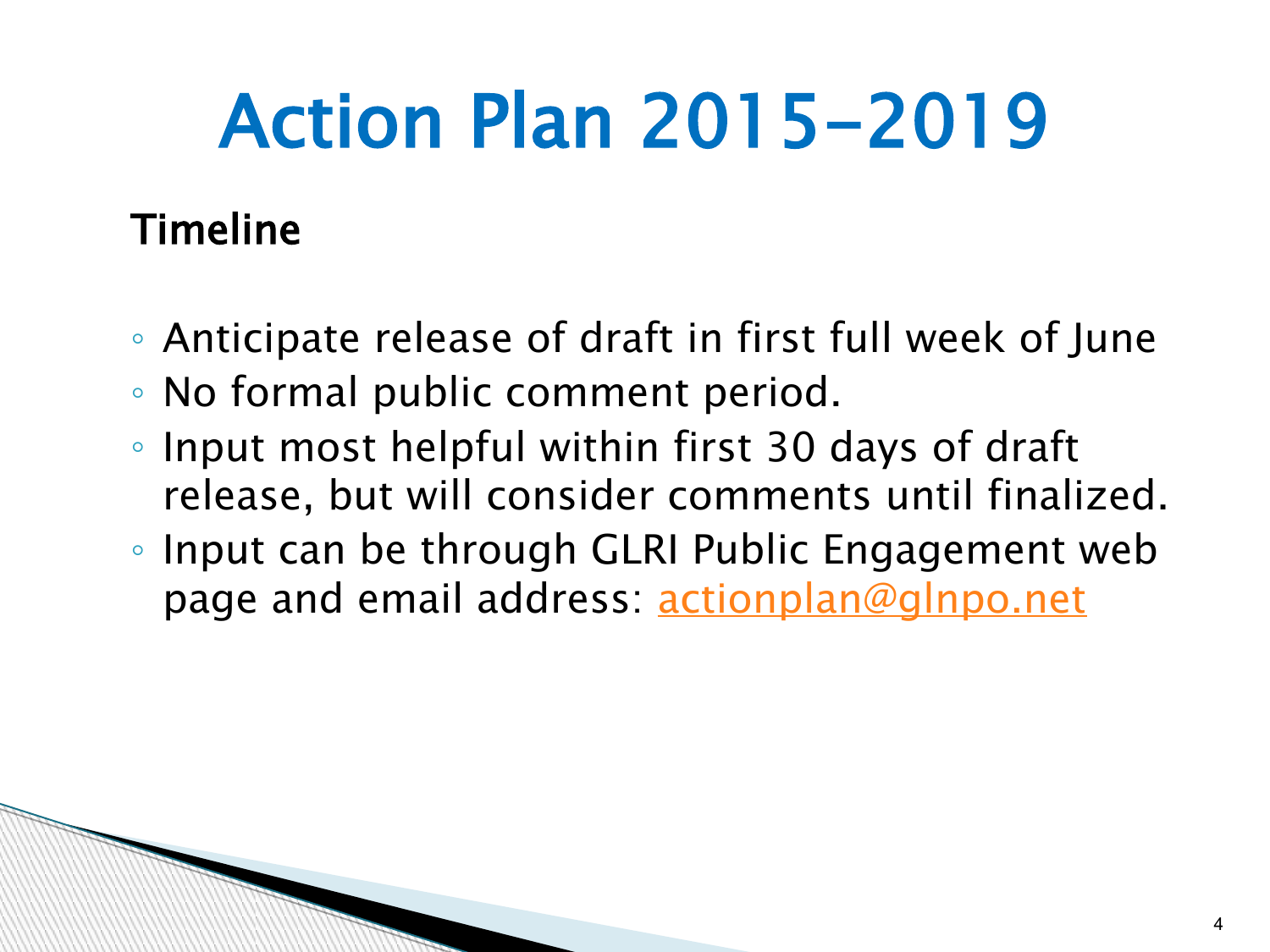# Action Plan 2015-2019

**Timeline**

- Anticipate release of draft in first full week of June
- No formal public comment period.
- Input most helpful within first 30 days of draft release, but will consider comments until finalized.
- Input can be through GLRI Public Engagement web page and email address: actionplan@glnpo.net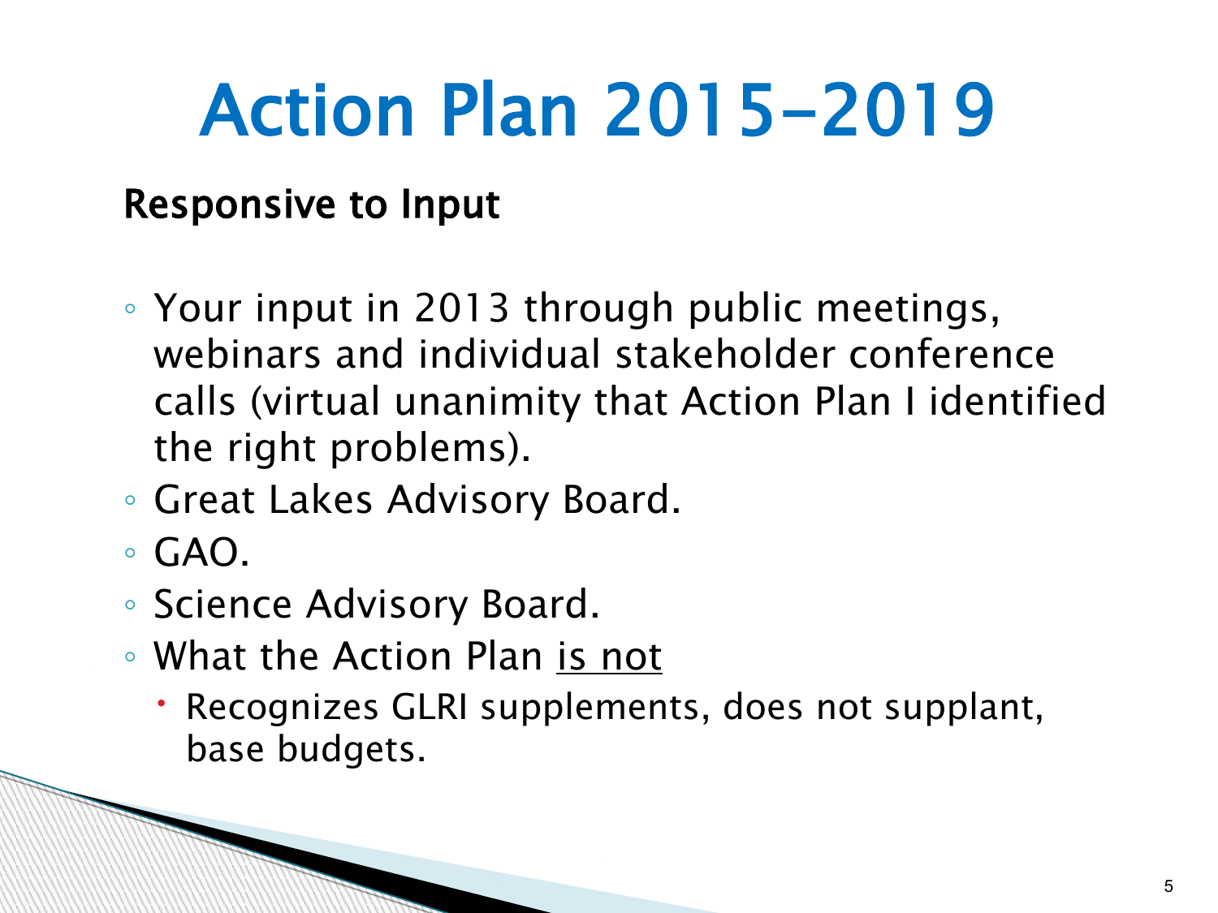# Action Plan 2015-2019

**Responsive to Input**

- Your input in 2013 through public meetings, webinars and individual stakeholder conference calls (virtual unanimity that Action Plan I identified the right problems).
- Great Lakes Advisory Board.
- GAO.
- Science Advisory Board.
- What the Action Plan <u>is not</u>
  - Recognizes GLRI supplements, does not supplant, base budgets.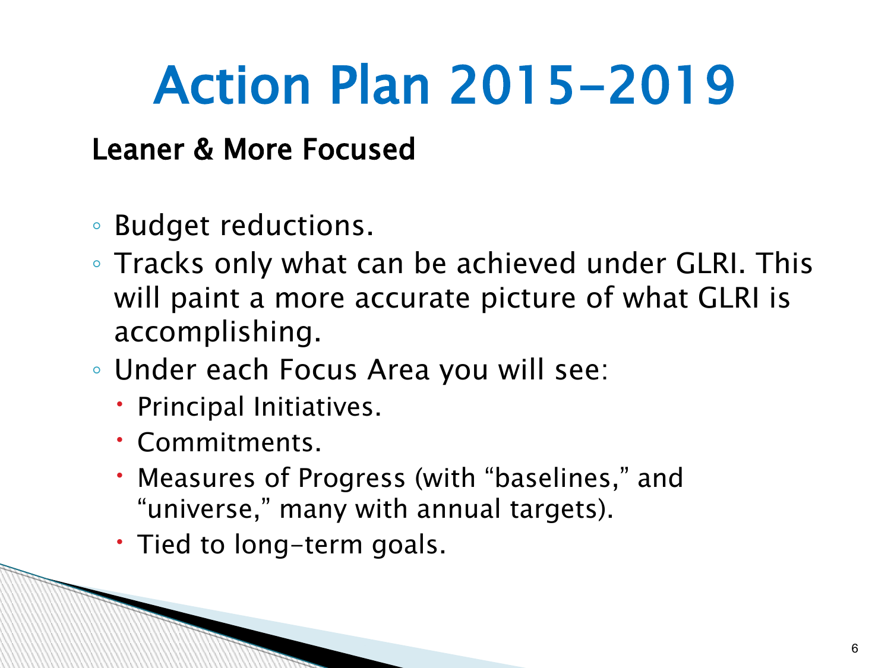# Action Plan 2015-2019

**Leaner & More Focused**

- Budget reductions.
- Tracks only what can be achieved under GLRI. This will paint a more accurate picture of what GLRI is accomplishing.
- Under each Focus Area you will see:
  - Principal Initiatives.
  - Commitments.
  - Measures of Progress (with "baselines," and "universe," many with annual targets).
  - Tied to long-term goals.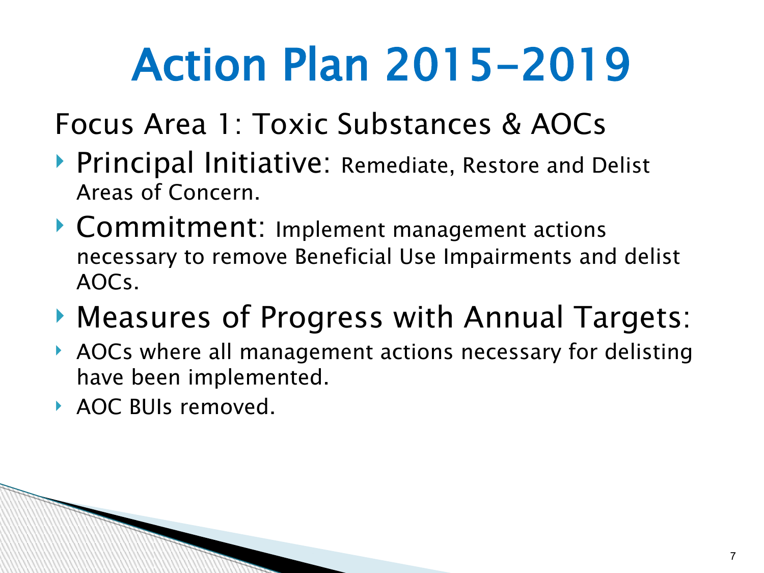# Action Plan 2015-2019

## Focus Area 1: Toxic Substances & AOCs

- **Principal Initiative:** Remediate, Restore and Delist Areas of Concern.
- **Commitment:** Implement management actions necessary to remove Beneficial Use Impairments and delist AOCs.
- **Measures of Progress with Annual Targets:**
- AOCs where all management actions necessary for delisting have been implemented.
- AOC BUIs removed.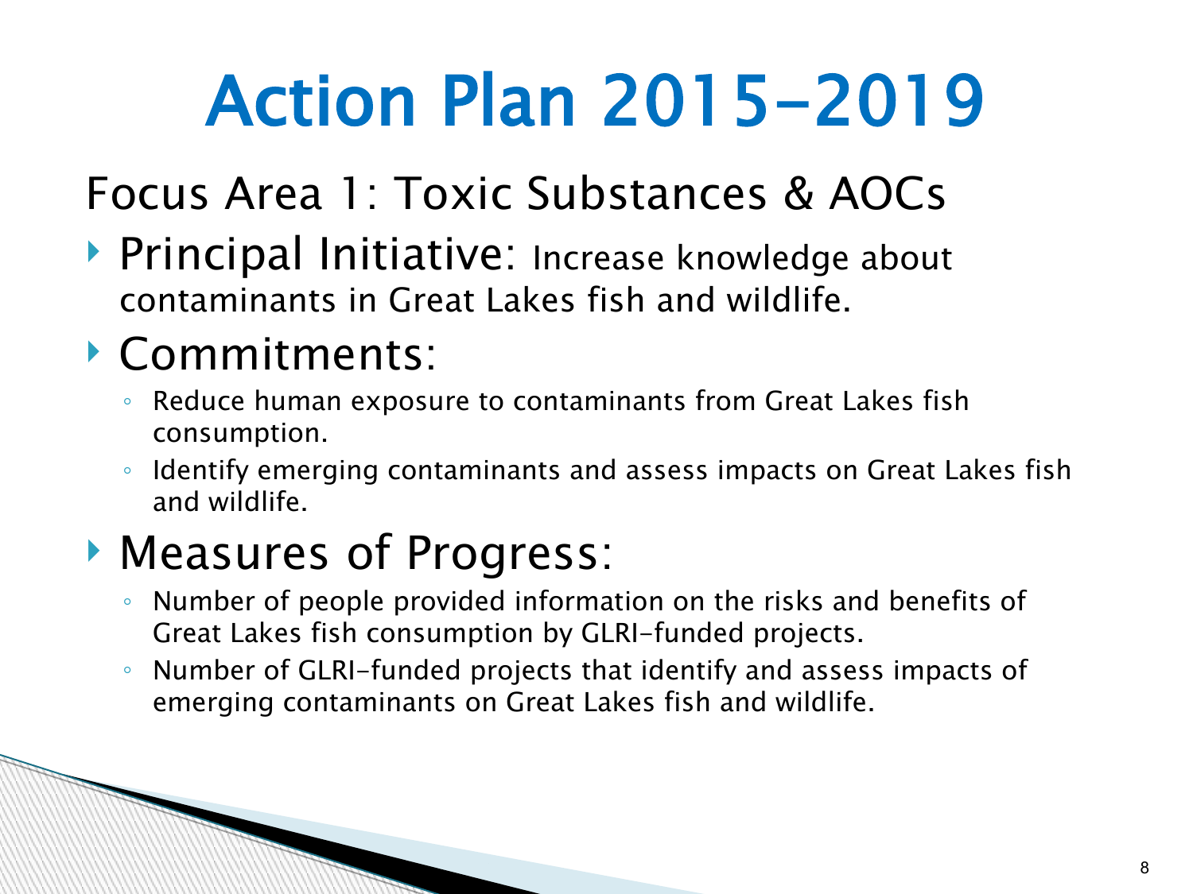# Action Plan 2015-2019

## Focus Area 1: Toxic Substances & AOCs

- Principal Initiative: Increase knowledge about contaminants in Great Lakes fish and wildlife.
- Commitments:
  - Reduce human exposure to contaminants from Great Lakes fish consumption.
  - Identify emerging contaminants and assess impacts on Great Lakes fish and wildlife.
- Measures of Progress:
  - Number of people provided information on the risks and benefits of Great Lakes fish consumption by GLRI-funded projects.
  - Number of GLRI-funded projects that identify and assess impacts of emerging contaminants on Great Lakes fish and wildlife.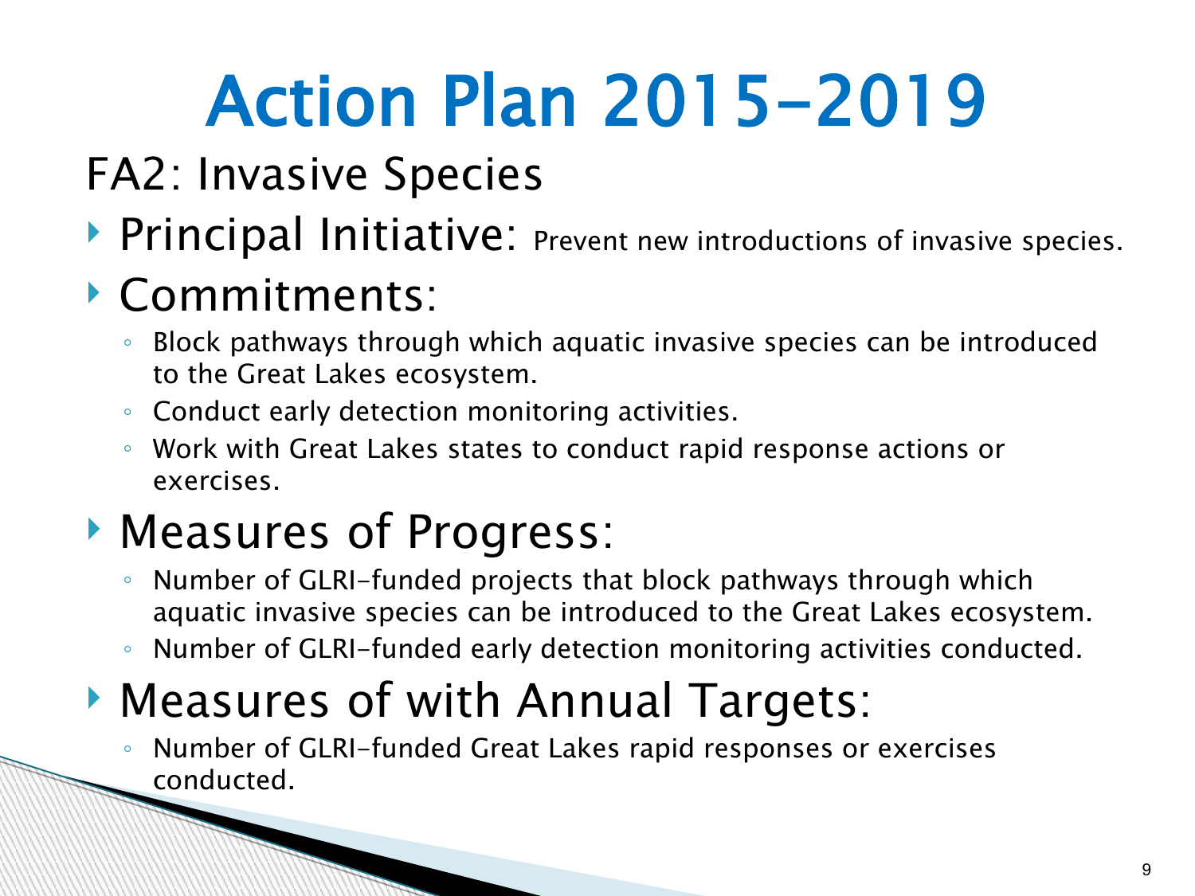# Action Plan 2015-2019

## FA2: Invasive Species

- **Principal Initiative:** Prevent new introductions of invasive species.
- **Commitments:**
  - Block pathways through which aquatic invasive species can be introduced to the Great Lakes ecosystem.
  - Conduct early detection monitoring activities.
  - Work with Great Lakes states to conduct rapid response actions or exercises.
- **Measures of Progress:**
  - Number of GLRI-funded projects that block pathways through which aquatic invasive species can be introduced to the Great Lakes ecosystem.
  - Number of GLRI-funded early detection monitoring activities conducted.
- **Measures of with Annual Targets:**
  - Number of GLRI-funded Great Lakes rapid responses or exercises conducted.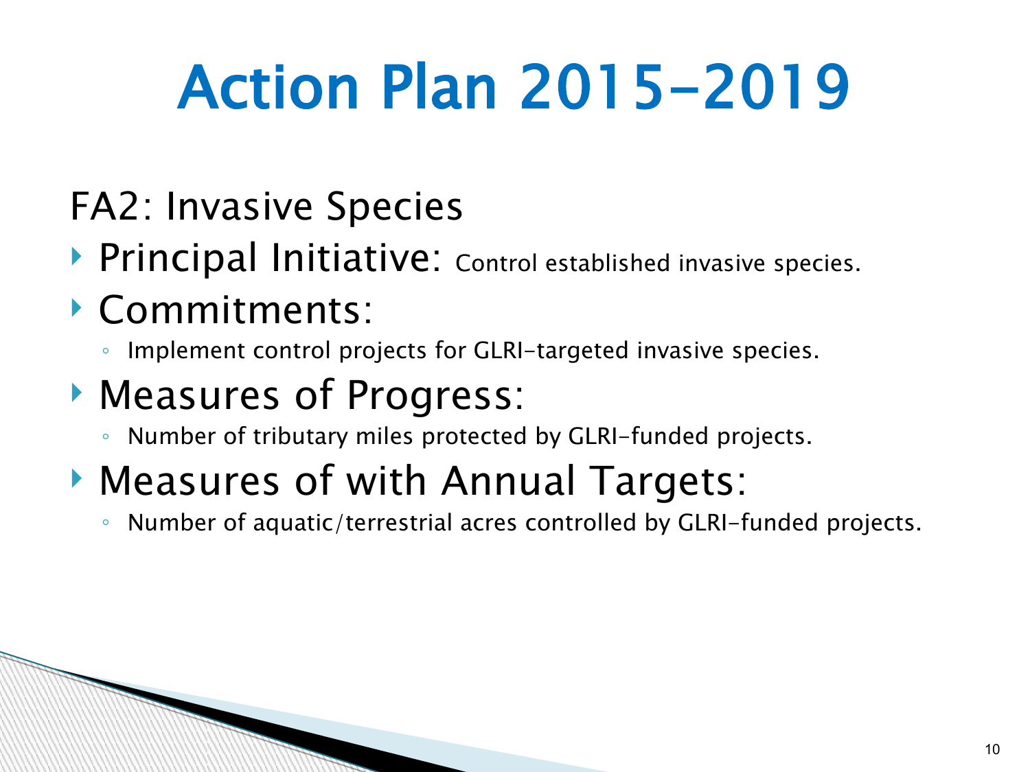# Action Plan 2015-2019

## FA2: Invasive Species

- **Principal Initiative:** Control established invasive species.
- **Commitments:**
  - Implement control projects for GLRI-targeted invasive species.
- **Measures of Progress:**
  - Number of tributary miles protected by GLRI-funded projects.
- **Measures of with Annual Targets:**
  - Number of aquatic/terrestrial acres controlled by GLRI-funded projects.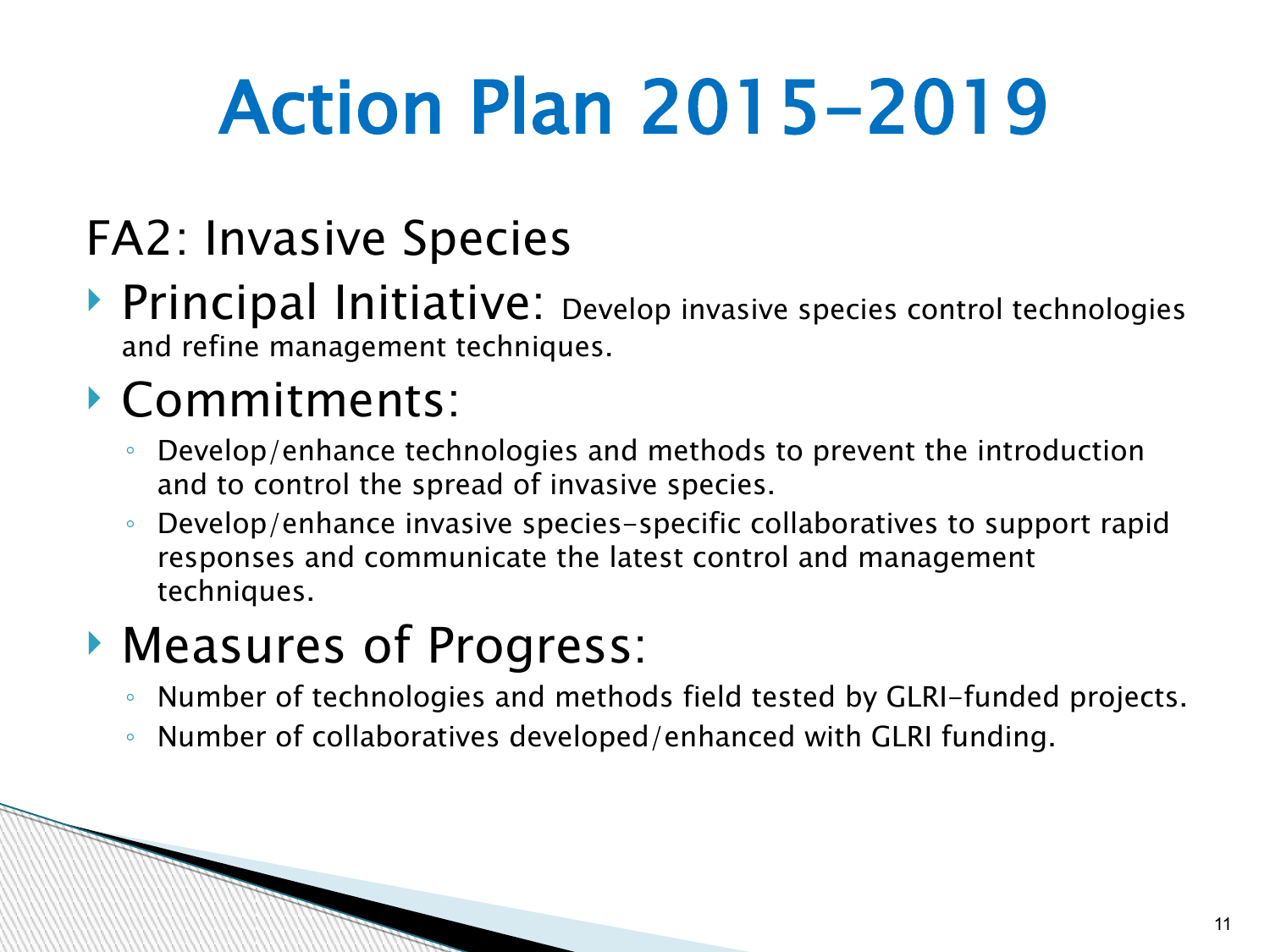# Action Plan 2015-2019

## FA2: Invasive Species

- **Principal Initiative:** Develop invasive species control technologies and refine management techniques.
- **Commitments:**
  - Develop/enhance technologies and methods to prevent the introduction and to control the spread of invasive species.
  - Develop/enhance invasive species-specific collaboratives to support rapid responses and communicate the latest control and management techniques.
- **Measures of Progress:**
  - Number of technologies and methods field tested by GLRI-funded projects.
  - Number of collaboratives developed/enhanced with GLRI funding.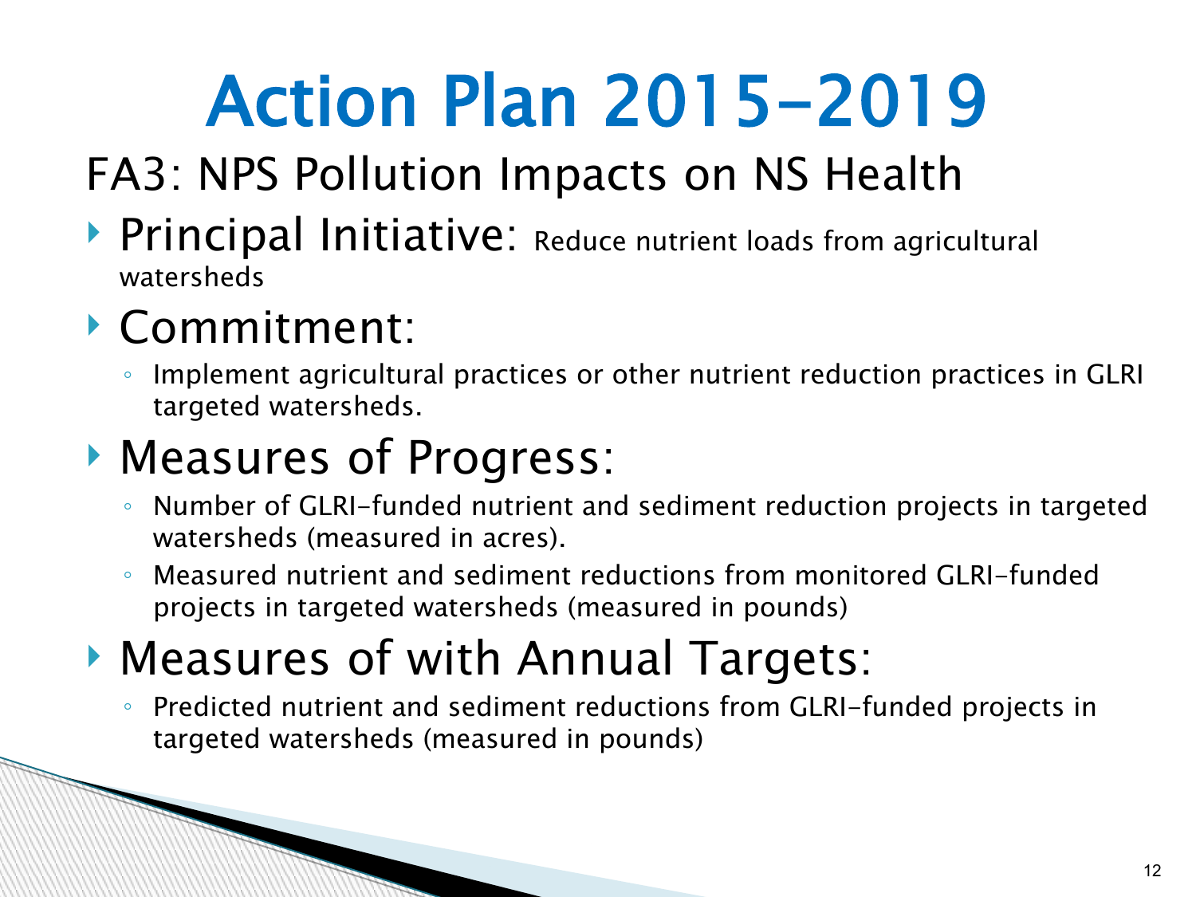# Action Plan 2015-2019

## FA3: NPS Pollution Impacts on NS Health

- **Principal Initiative:** Reduce nutrient loads from agricultural watersheds
- **Commitment:**
  - Implement agricultural practices or other nutrient reduction practices in GLRI targeted watersheds.
- **Measures of Progress:**
  - Number of GLRI-funded nutrient and sediment reduction projects in targeted watersheds (measured in acres).
  - Measured nutrient and sediment reductions from monitored GLRI-funded projects in targeted watersheds (measured in pounds)
- **Measures of with Annual Targets:**
  - Predicted nutrient and sediment reductions from GLRI-funded projects in targeted watersheds (measured in pounds)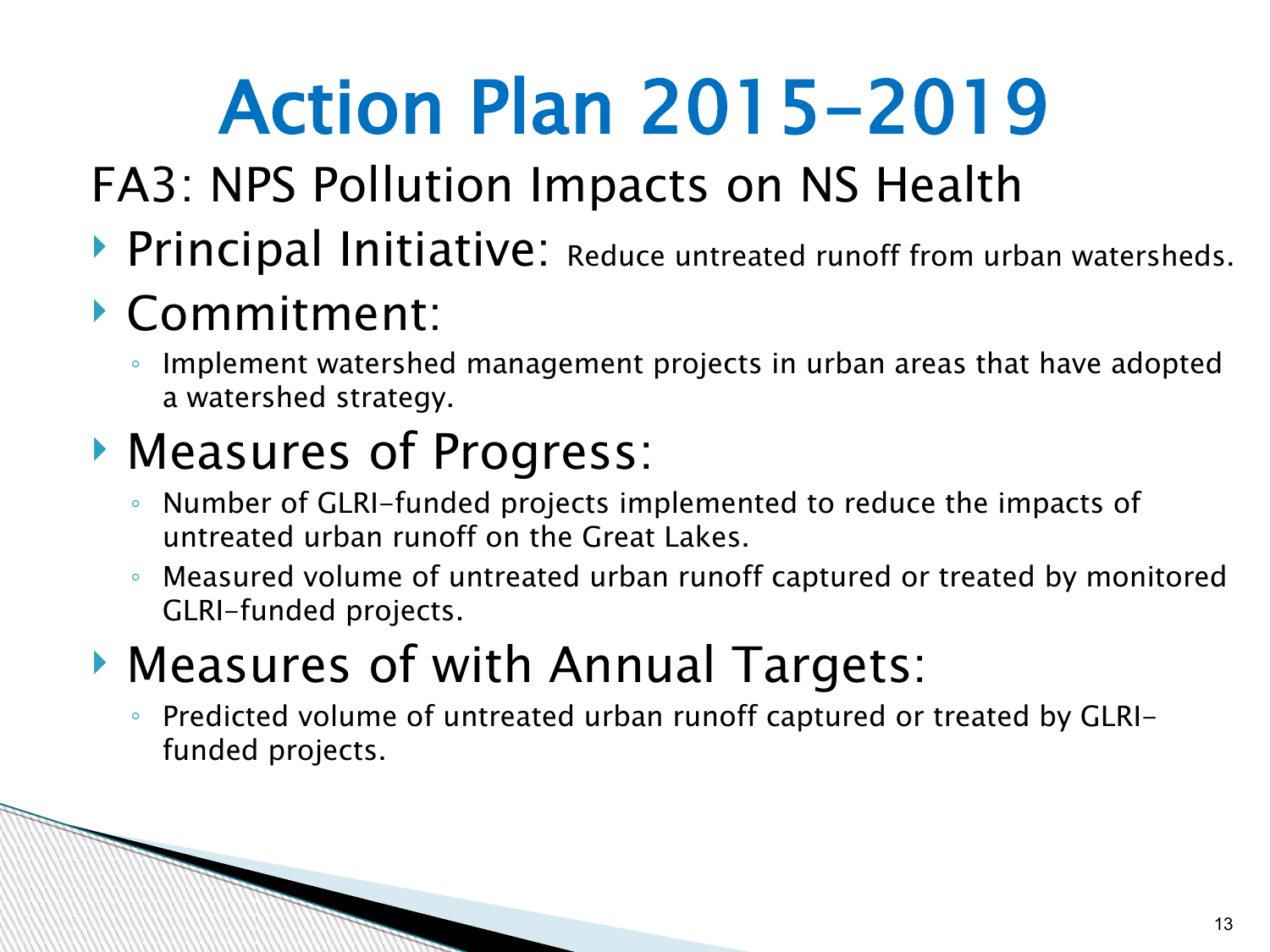# Action Plan 2015-2019

## FA3: NPS Pollution Impacts on NS Health

- **Principal Initiative:** Reduce untreated runoff from urban watersheds.
- **Commitment:**
  - Implement watershed management projects in urban areas that have adopted a watershed strategy.
- **Measures of Progress:**
  - Number of GLRI-funded projects implemented to reduce the impacts of untreated urban runoff on the Great Lakes.
  - Measured volume of untreated urban runoff captured or treated by monitored GLRI-funded projects.
- **Measures of with Annual Targets:**
  - Predicted volume of untreated urban runoff captured or treated by GLRI-funded projects.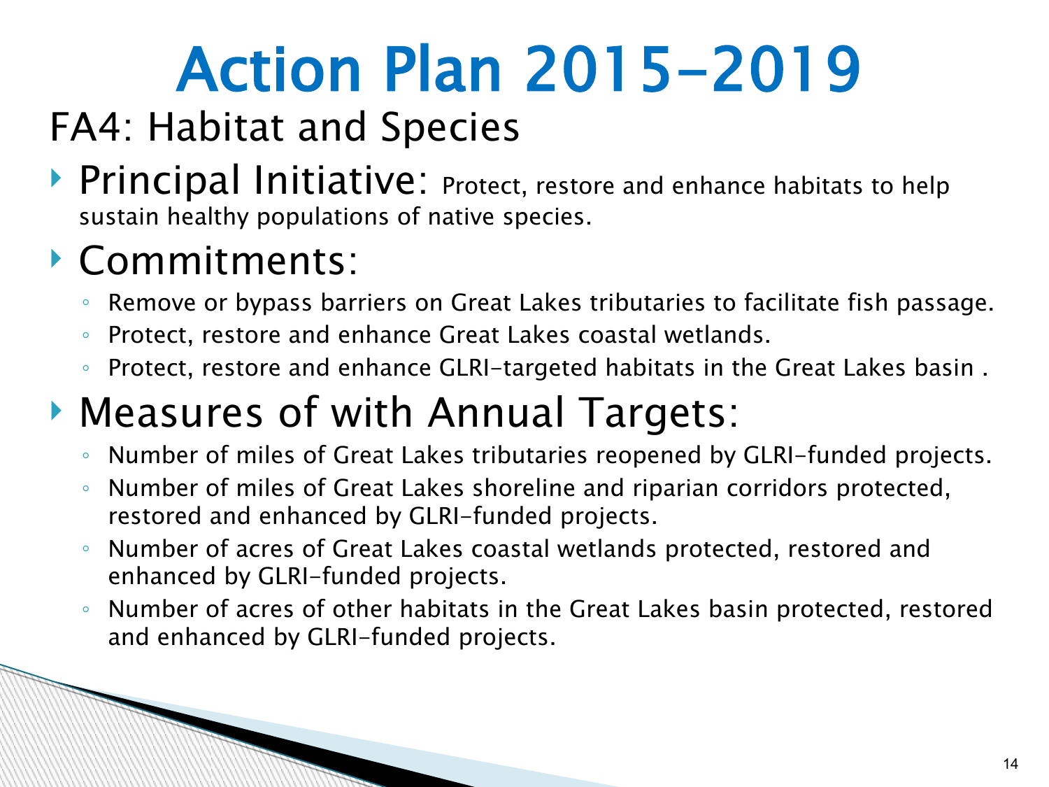# Action Plan 2015-2019

## FA4: Habitat and Species

- **Principal Initiative:** Protect, restore and enhance habitats to help sustain healthy populations of native species.
- **Commitments:**
  - Remove or bypass barriers on Great Lakes tributaries to facilitate fish passage.
  - Protect, restore and enhance Great Lakes coastal wetlands.
  - Protect, restore and enhance GLRI-targeted habitats in the Great Lakes basin .
- **Measures of with Annual Targets:**
  - Number of miles of Great Lakes tributaries reopened by GLRI-funded projects.
  - Number of miles of Great Lakes shoreline and riparian corridors protected, restored and enhanced by GLRI-funded projects.
  - Number of acres of Great Lakes coastal wetlands protected, restored and enhanced by GLRI-funded projects.
  - Number of acres of other habitats in the Great Lakes basin protected, restored and enhanced by GLRI-funded projects.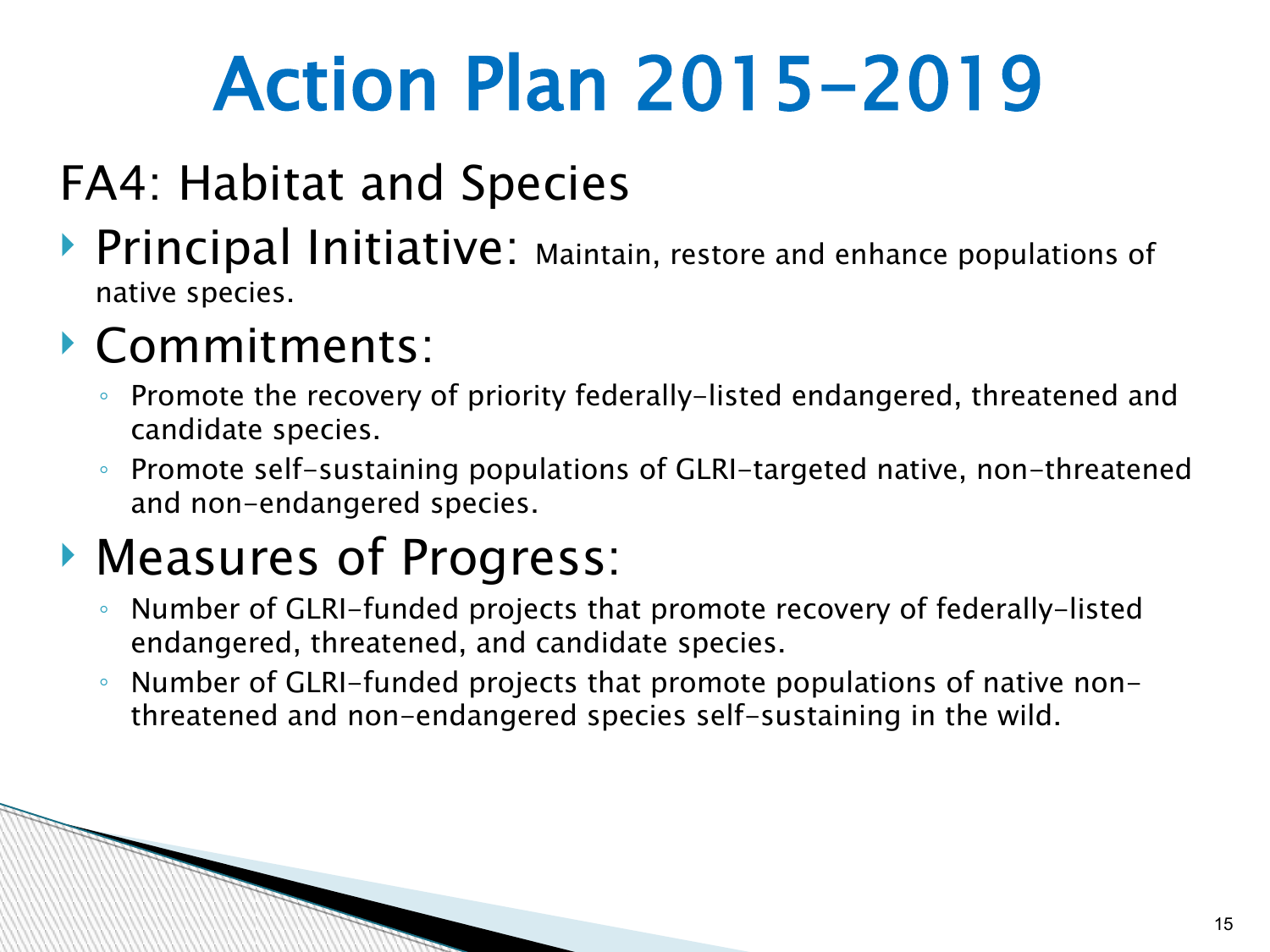# Action Plan 2015-2019

## FA4: Habitat and Species

- **Principal Initiative:** Maintain, restore and enhance populations of native species.
- **Commitments:**
  - Promote the recovery of priority federally-listed endangered, threatened and candidate species.
  - Promote self-sustaining populations of GLRI-targeted native, non-threatened and non-endangered species.
- **Measures of Progress:**
  - Number of GLRI-funded projects that promote recovery of federally-listed endangered, threatened, and candidate species.
  - Number of GLRI-funded projects that promote populations of native non-threatened and non-endangered species self-sustaining in the wild.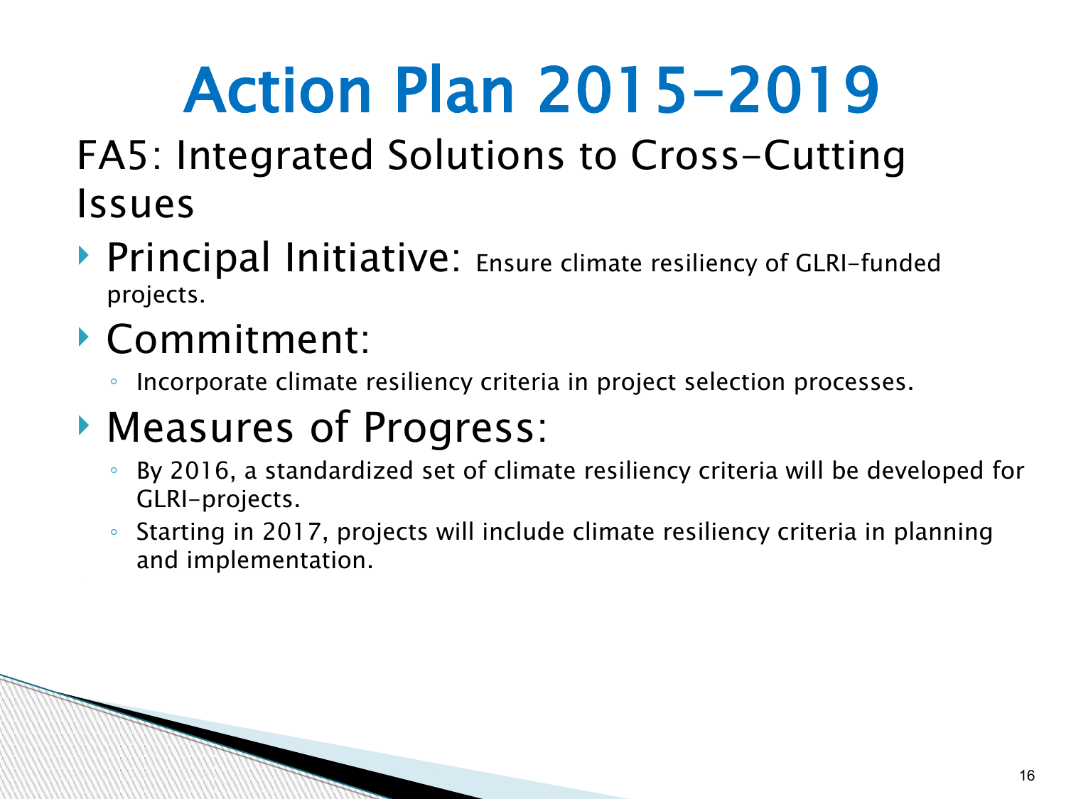# Action Plan 2015-2019

## FA5: Integrated Solutions to Cross-Cutting Issues

- **Principal Initiative:** Ensure climate resiliency of GLRI-funded projects.
- **Commitment:**
  - Incorporate climate resiliency criteria in project selection processes.
- **Measures of Progress:**
  - By 2016, a standardized set of climate resiliency criteria will be developed for GLRI-projects.
  - Starting in 2017, projects will include climate resiliency criteria in planning and implementation.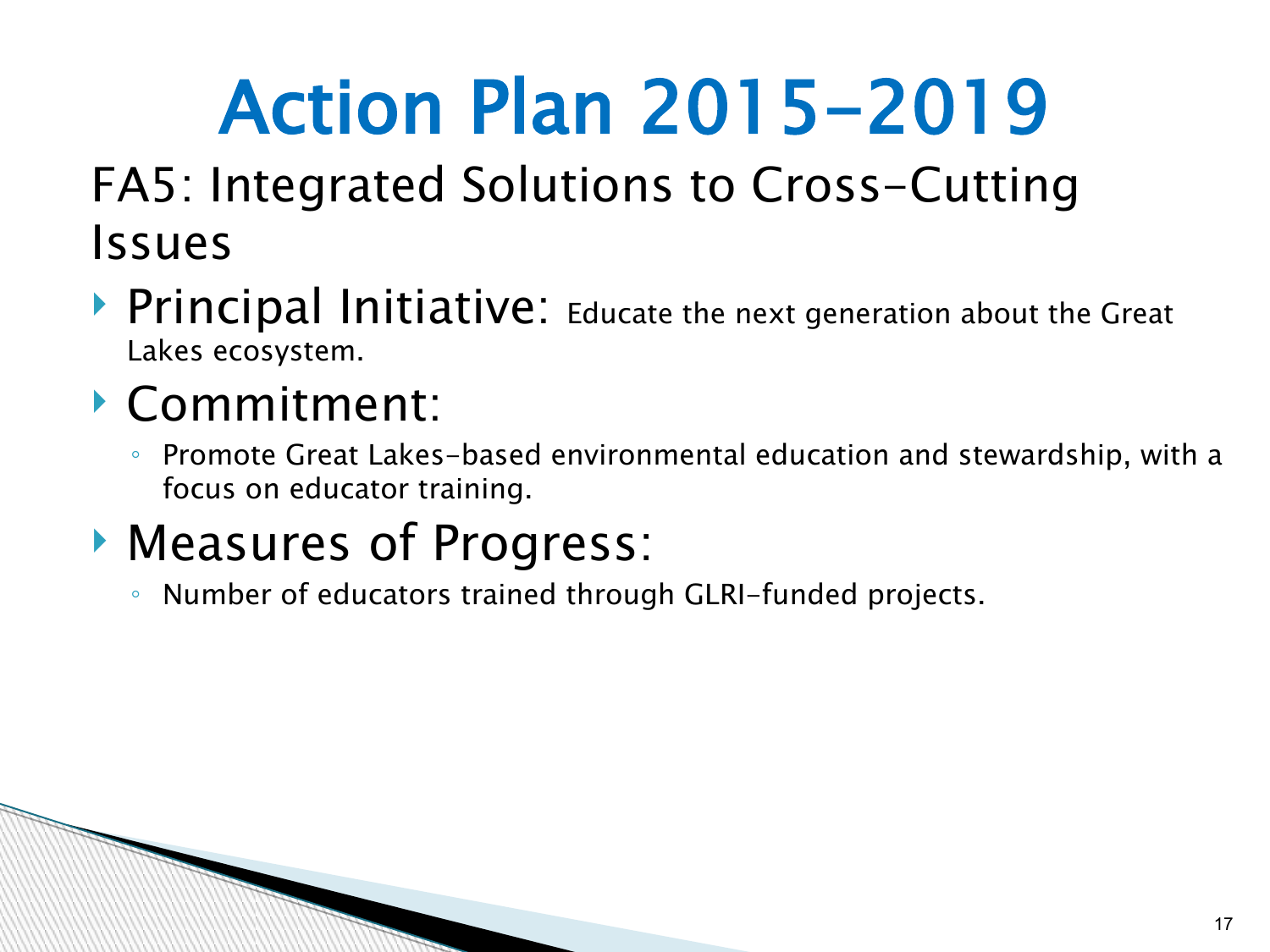# Action Plan 2015-2019

## FA5: Integrated Solutions to Cross-Cutting Issues

- **Principal Initiative:** Educate the next generation about the Great Lakes ecosystem.
- **Commitment:**
  - Promote Great Lakes-based environmental education and stewardship, with a focus on educator training.
- **Measures of Progress:**
  - Number of educators trained through GLRI-funded projects.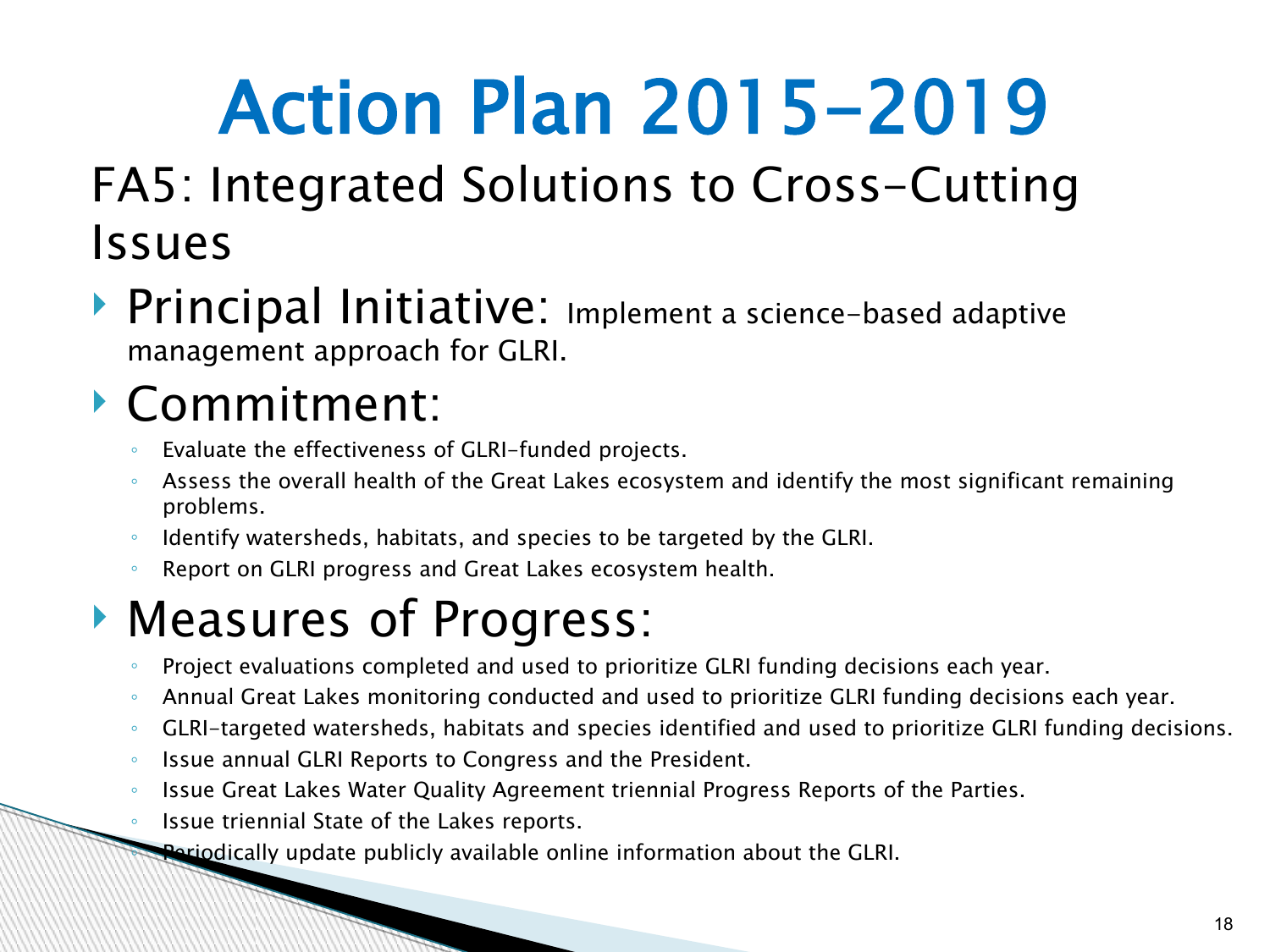# Action Plan 2015-2019

## FA5: Integrated Solutions to Cross-Cutting Issues

- **Principal Initiative:** Implement a science-based adaptive management approach for GLRI.
- **Commitment:**
  - Evaluate the effectiveness of GLRI-funded projects.
  - Assess the overall health of the Great Lakes ecosystem and identify the most significant remaining problems.
  - Identify watersheds, habitats, and species to be targeted by the GLRI.
  - Report on GLRI progress and Great Lakes ecosystem health.
- **Measures of Progress:**
  - Project evaluations completed and used to prioritize GLRI funding decisions each year.
  - Annual Great Lakes monitoring conducted and used to prioritize GLRI funding decisions each year.
  - GLRI-targeted watersheds, habitats and species identified and used to prioritize GLRI funding decisions.
  - Issue annual GLRI Reports to Congress and the President.
  - Issue Great Lakes Water Quality Agreement triennial Progress Reports of the Parties.
  - Issue triennial State of the Lakes reports.
  - Periodically update publicly available online information about the GLRI.